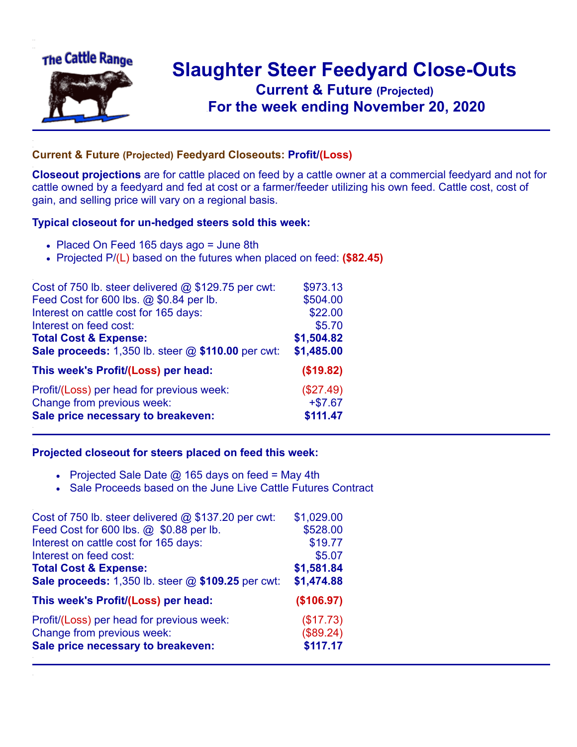The Cattle Range

# Slaughter Steer Feedyard Close-Outs
## Current & Future (Projected)
## For the week ending November 20, 2020

---

### Current & Future (Projected) Feedyard Closeouts: Profit/(Loss)

**Closeout projections** are for cattle placed on feed by a cattle owner at a commercial feedyard and not for cattle owned by a feedyard and fed at cost or a farmer/feeder utilizing his own feed. Cattle cost, cost of gain, and selling price will vary on a regional basis.

### Typical closeout for un-hedged steers sold this week:

- Placed On Feed 165 days ago = June 8th
- Projected P/(L) based on the futures when placed on feed: **($82.45)**

| | |
|---|---|
| Cost of 750 lb. steer delivered @ $129.75 per cwt: | $973.13 |
| Feed Cost for 600 lbs. @ $0.84 per lb. | $504.00 |
| Interest on cattle cost for 165 days: | $22.00 |
| Interest on feed cost: | $5.70 |
| **Total Cost & Expense:** | **$1,504.82** |
| **Sale proceeds:** 1,350 lb. steer @ **$110.00** per cwt: | **$1,485.00** |
| **This week's Profit/(Loss) per head:** | **($19.82)** |
| Profit/(Loss) per head for previous week: | ($27.49) |
| Change from previous week: | +$7.67 |
| **Sale price necessary to breakeven:** | **$111.47** |

---

### Projected closeout for steers placed on feed this week:

- Projected Sale Date @ 165 days on feed = May 4th
- Sale Proceeds based on the June Live Cattle Futures Contract

| | |
|---|---|
| Cost of 750 lb. steer delivered @ $137.20 per cwt: | $1,029.00 |
| Feed Cost for 600 lbs. @ $0.88 per lb. | $528.00 |
| Interest on cattle cost for 165 days: | $19.77 |
| Interest on feed cost: | $5.07 |
| **Total Cost & Expense:** | **$1,581.84** |
| **Sale proceeds:** 1,350 lb. steer @ **$109.25** per cwt: | **$1,474.88** |
| **This week's Profit/(Loss) per head:** | **($106.97)** |
| Profit/(Loss) per head for previous week: | ($17.73) |
| Change from previous week: | ($89.24) |
| **Sale price necessary to breakeven:** | **$117.17** |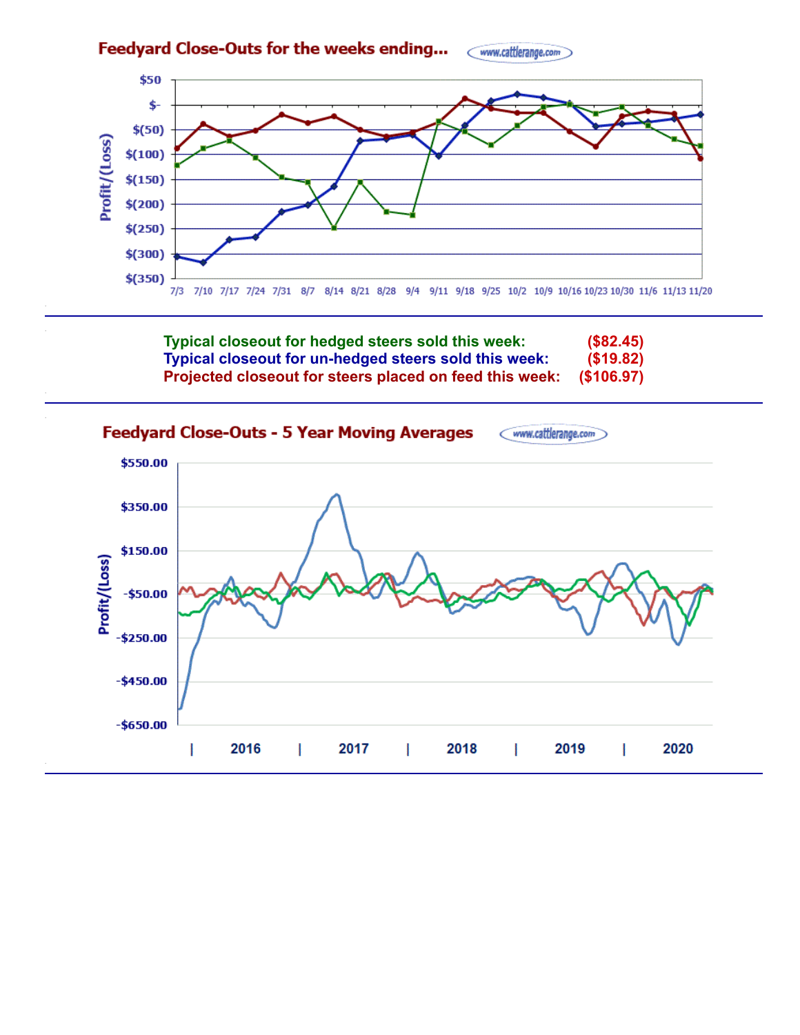## Feedyard Close-Outs for the weeks ending...

www.cattlerange.com

$50
$-
$(50)
$(100)
$(150)
$(200)
$(250)
$(300)
$(350)

Profit/(Loss)

7/3 7/10 7/17 7/24 7/31 8/7 8/14 8/21 8/28 9/4 9/11 9/18 9/25 10/2 10/9 10/16 10/23 10/30 11/6 11/13 11/20

---

**Typical closeout for hedged steers sold this week: ($82.45)**
**Typical closeout for un-hedged steers sold this week: ($19.82)**
**Projected closeout for steers placed on feed this week: ($106.97)**

---

## Feedyard Close-Outs - 5 Year Moving Averages

www.cattlerange.com

$550.00
$350.00
$150.00
-$50.00
-$250.00
-$450.00
-$650.00

Profit/(Loss)

2016 2017 2018 2019 2020